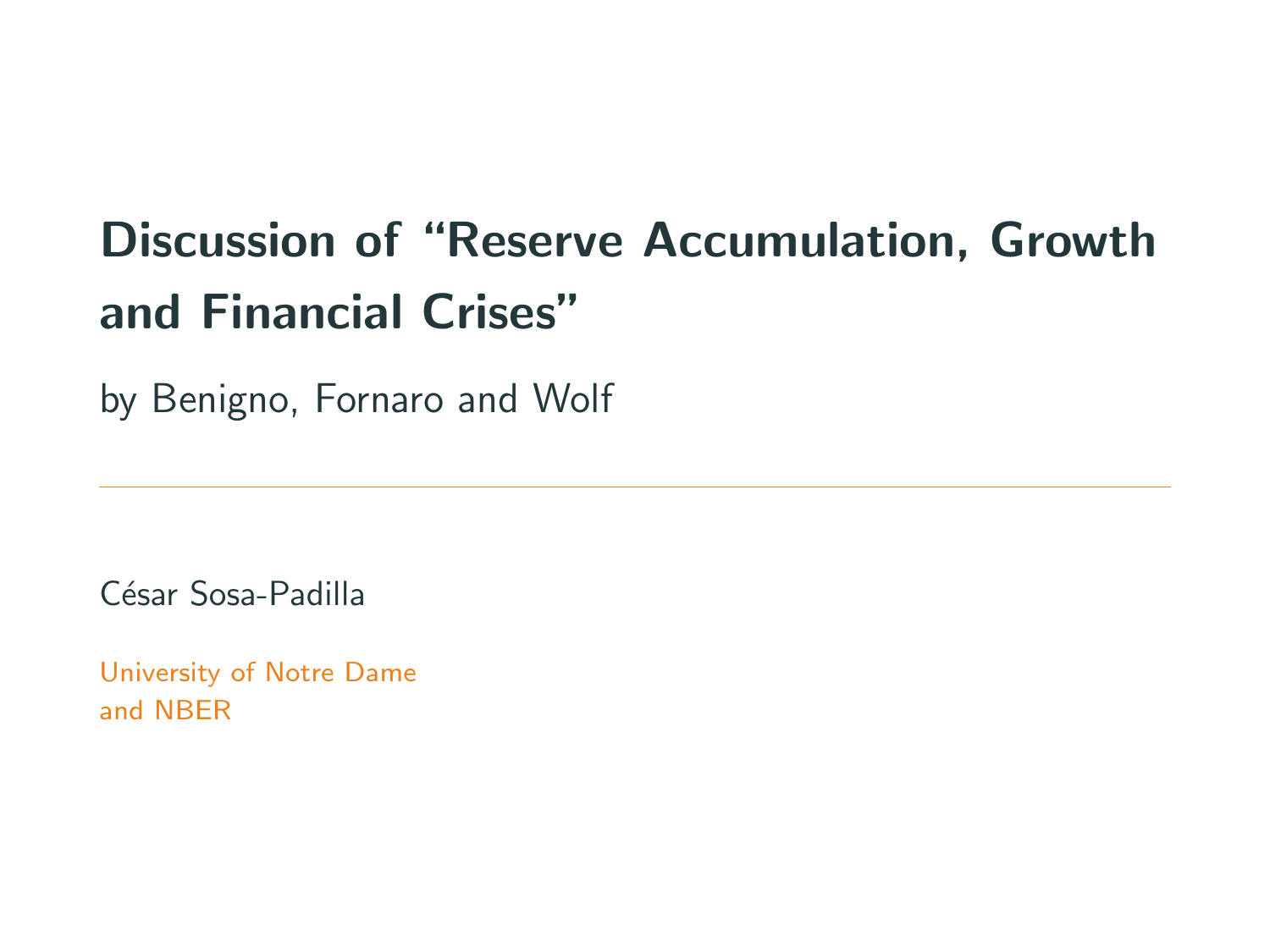# Discussion of “Reserve Accumulation, Growth and Financial Crises”

by Benigno, Fornaro and Wolf

---

César Sosa-Padilla

University of Notre Dame
and NBER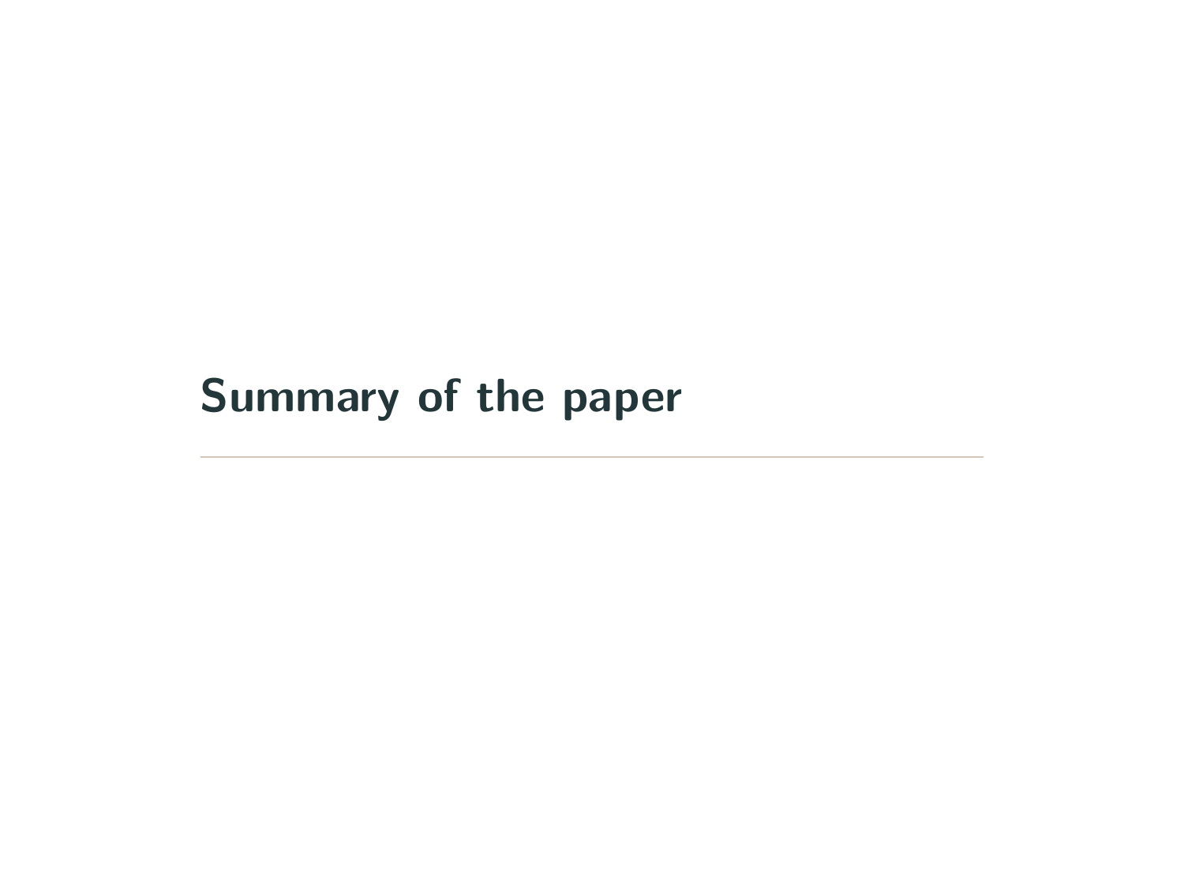# Summary of the paper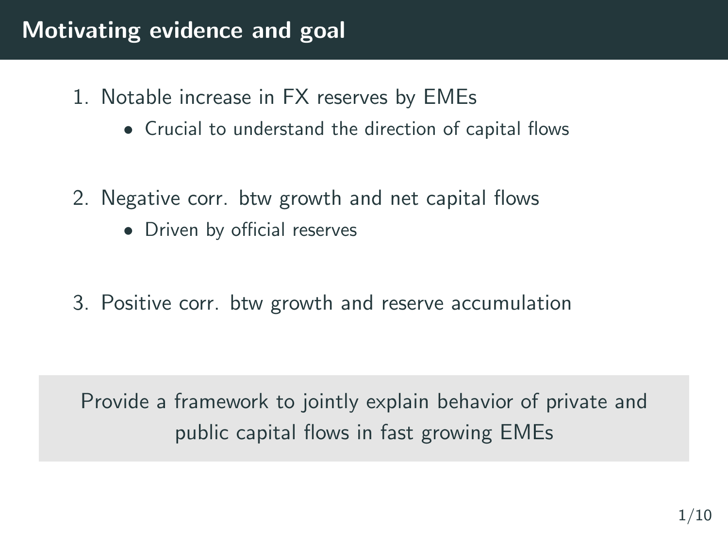# Motivating evidence and goal

1. Notable increase in FX reserves by EMEs
   - Crucial to understand the direction of capital flows

2. Negative corr. btw growth and net capital flows
   - Driven by official reserves

3. Positive corr. btw growth and reserve accumulation

Provide a framework to jointly explain behavior of private and public capital flows in fast growing EMEs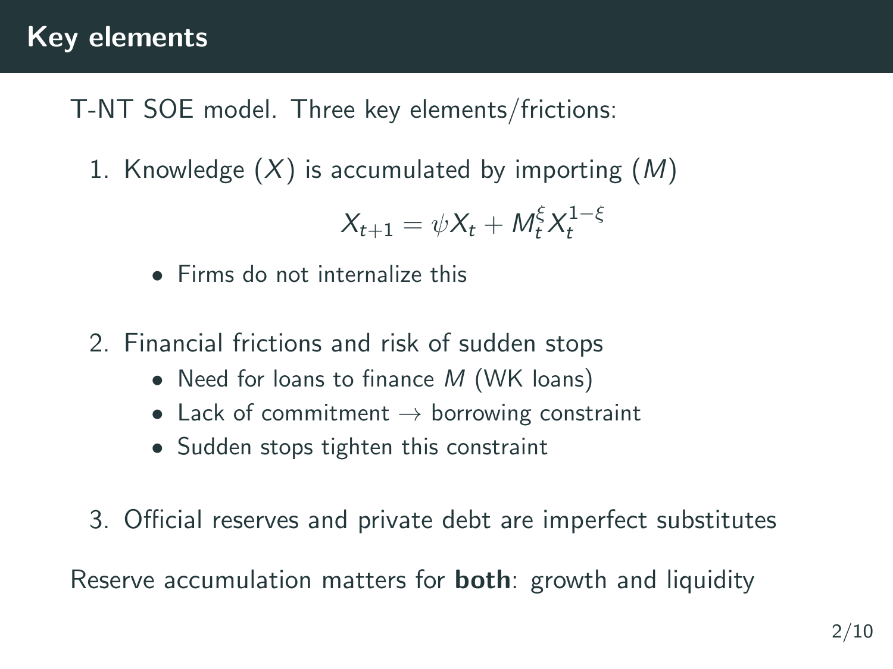## Key elements

T-NT SOE model. Three key elements/frictions:

1. Knowledge ($X$) is accumulated by importing ($M$)

$$X_{t+1} = \psi X_t + M_t^{\xi} X_t^{1-\xi}$$

   - Firms do not internalize this

2. Financial frictions and risk of sudden stops
   - Need for loans to finance $M$ (WK loans)
   - Lack of commitment → borrowing constraint
   - Sudden stops tighten this constraint

3. Official reserves and private debt are imperfect substitutes

Reserve accumulation matters for **both**: growth and liquidity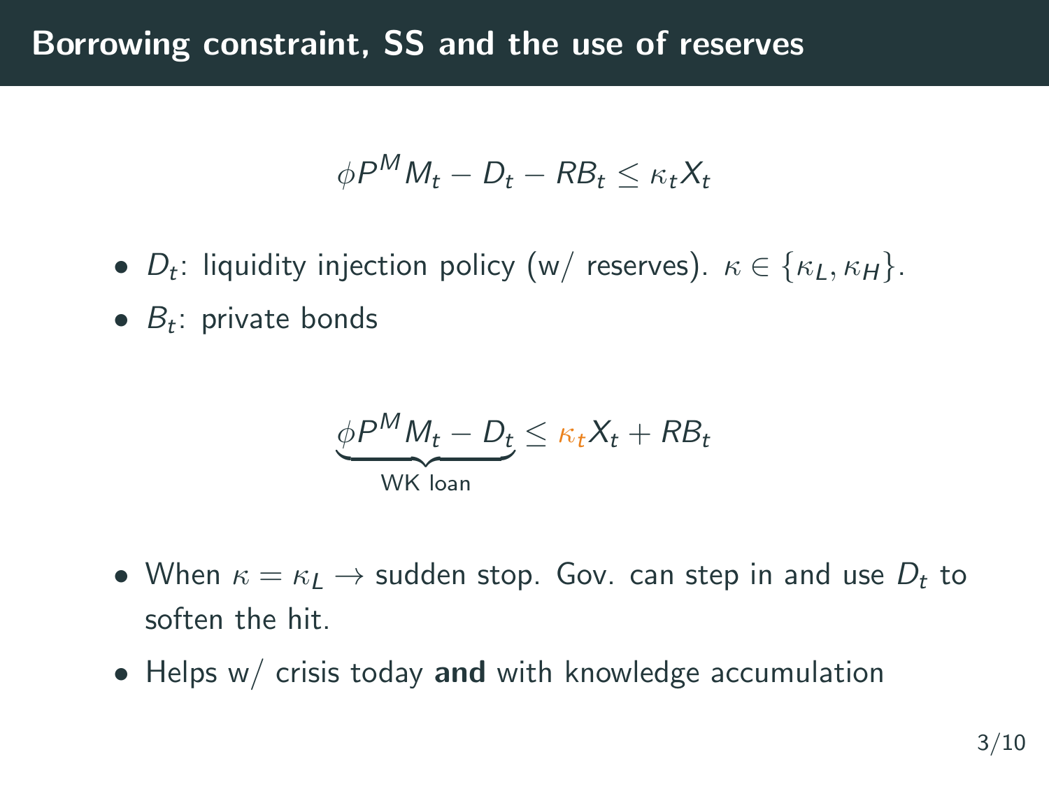# Borrowing constraint, SS and the use of reserves

$$\phi P^M M_t - D_t - RB_t \leq \kappa_t X_t$$

- $D_t$: liquidity injection policy (w/ reserves). $\kappa \in \{\kappa_L, \kappa_H\}$.
- $B_t$: private bonds

$$\underbrace{\phi P^M M_t - D_t}_{\text{WK loan}} \leq \kappa_t X_t + RB_t$$

- When $\kappa = \kappa_L \rightarrow$ sudden stop. Gov. can step in and use $D_t$ to soften the hit.
- Helps w/ crisis today **and** with knowledge accumulation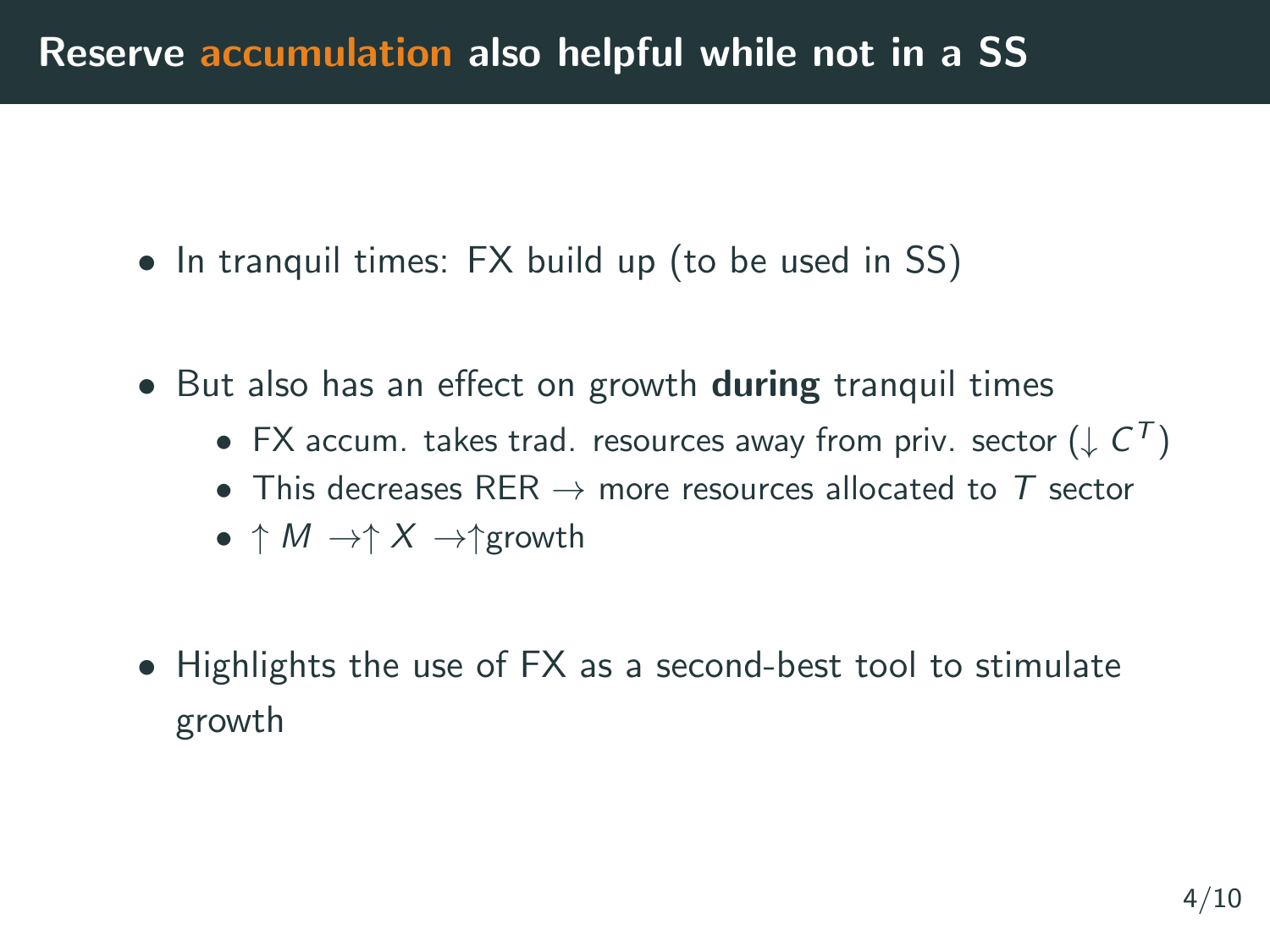## Reserve accumulation also helpful while not in a SS

- In tranquil times: FX build up (to be used in SS)
- But also has an effect on growth **during** tranquil times
  - FX accum. takes trad. resources away from priv. sector ($\downarrow C^T$)
  - This decreases RER $\rightarrow$ more resources allocated to $T$ sector
  - $\uparrow M \rightarrow \uparrow X \rightarrow \uparrow$growth
- Highlights the use of FX as a second-best tool to stimulate growth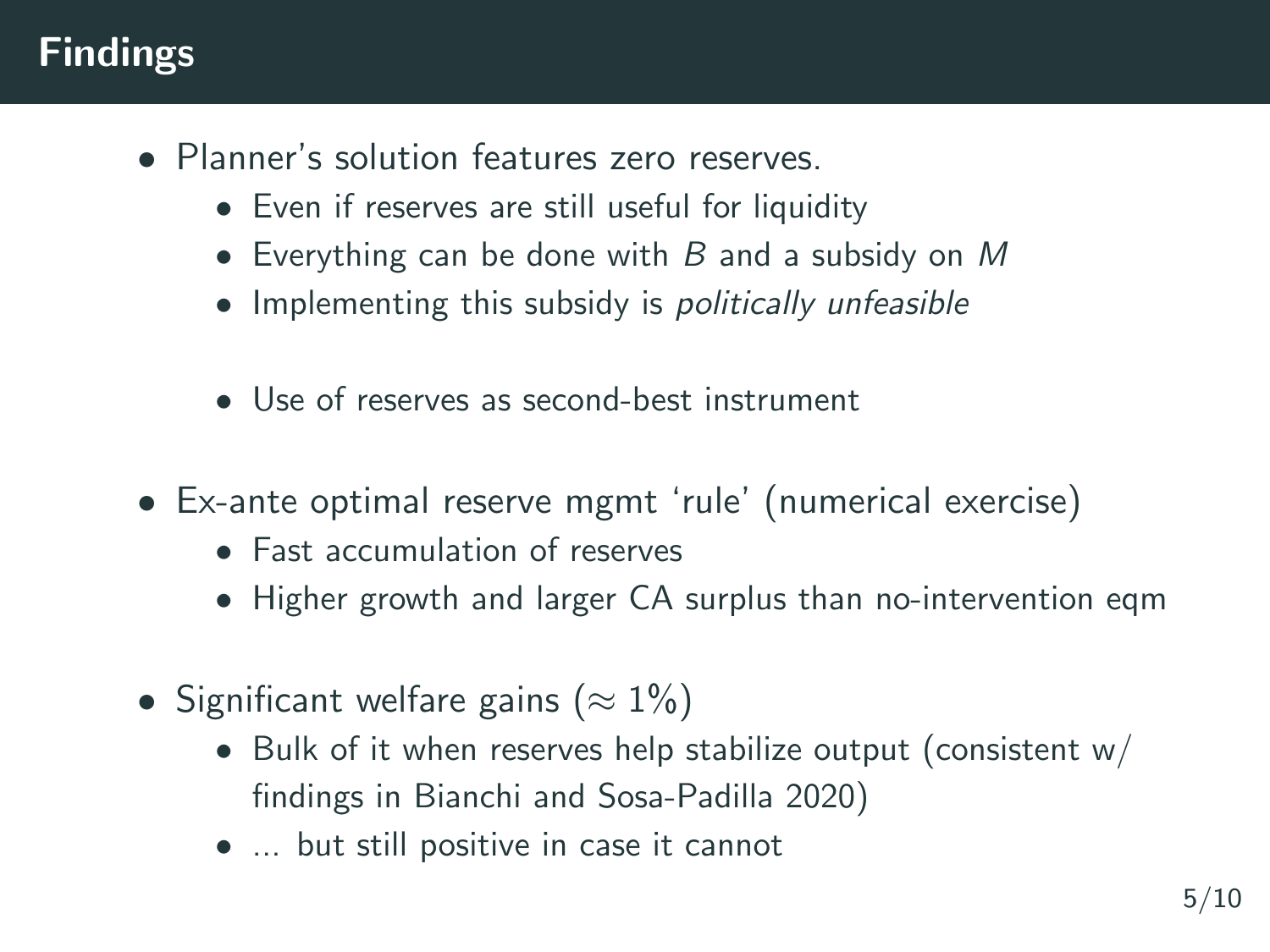# Findings

- Planner's solution features zero reserves.
  - Even if reserves are still useful for liquidity
  - Everything can be done with $B$ and a subsidy on $M$
  - Implementing this subsidy is *politically unfeasible*

  - Use of reserves as second-best instrument

- Ex-ante optimal reserve mgmt 'rule' (numerical exercise)
  - Fast accumulation of reserves
  - Higher growth and larger CA surplus than no-intervention eqm

- Significant welfare gains ($\approx 1\%$)
  - Bulk of it when reserves help stabilize output (consistent w/ findings in Bianchi and Sosa-Padilla 2020)
  - ... but still positive in case it cannot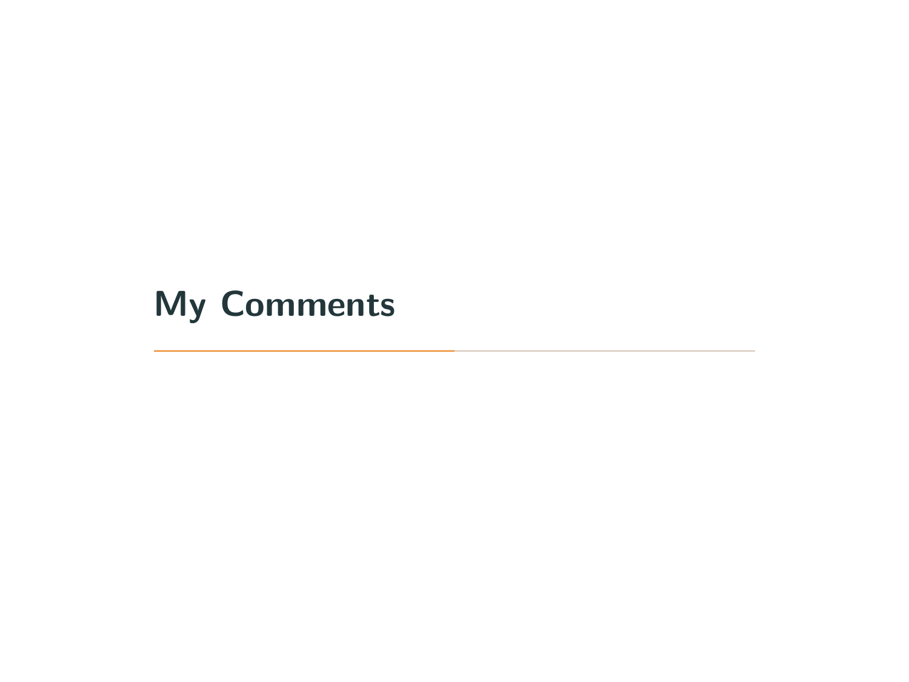# My Comments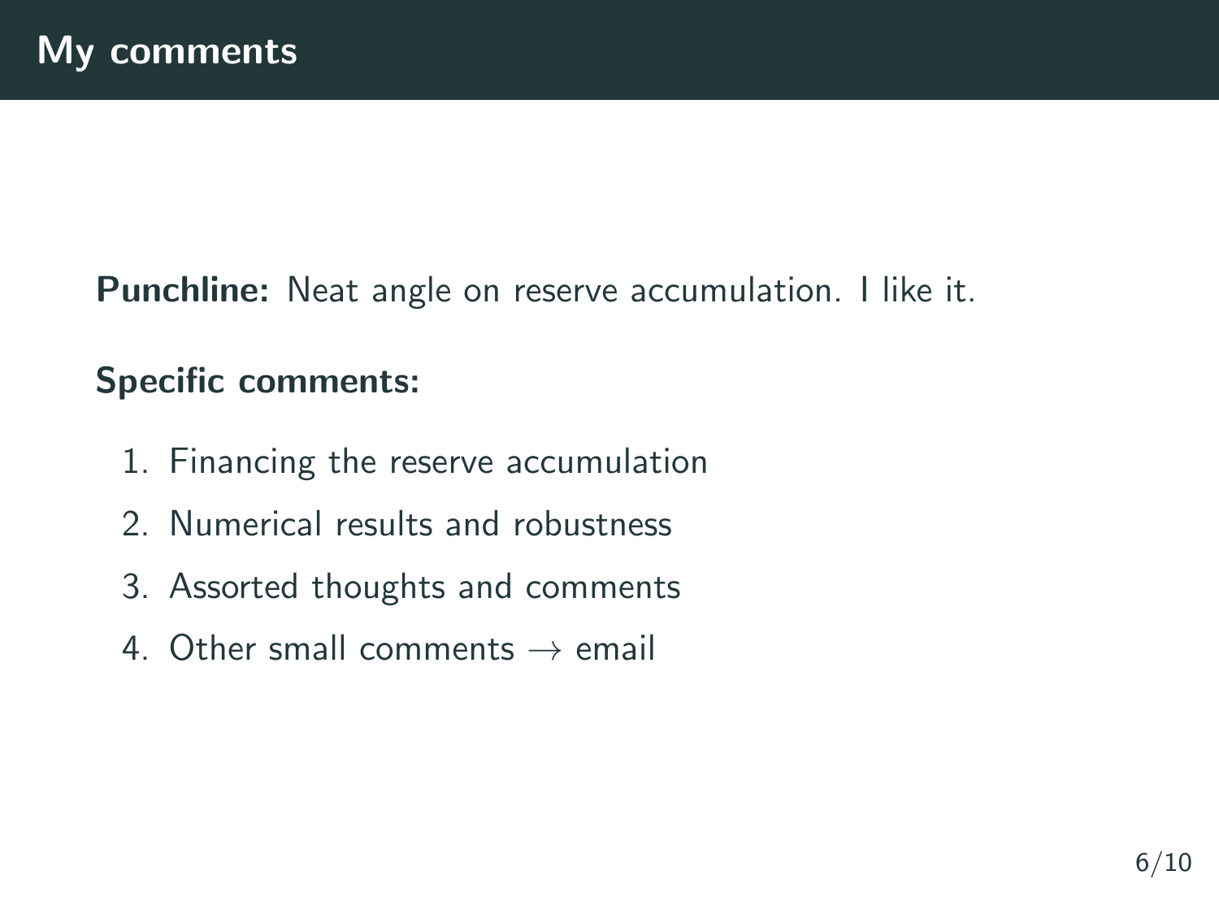# My comments

**Punchline:** Neat angle on reserve accumulation. I like it.

**Specific comments:**

1. Financing the reserve accumulation
2. Numerical results and robustness
3. Assorted thoughts and comments
4. Other small comments $\rightarrow$ email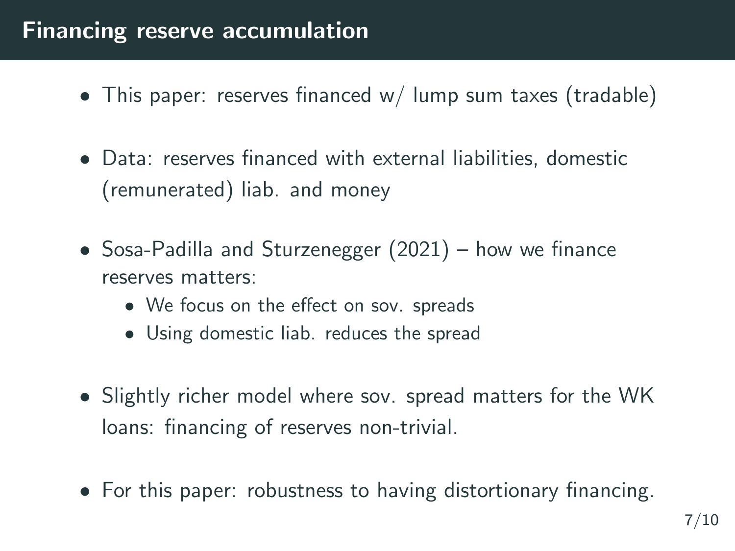# Financing reserve accumulation

- This paper: reserves financed w/ lump sum taxes (tradable)
- Data: reserves financed with external liabilities, domestic (remunerated) liab. and money
- Sosa-Padilla and Sturzenegger (2021) – how we finance reserves matters:
  - We focus on the effect on sov. spreads
  - Using domestic liab. reduces the spread
- Slightly richer model where sov. spread matters for the WK loans: financing of reserves non-trivial.
- For this paper: robustness to having distortionary financing.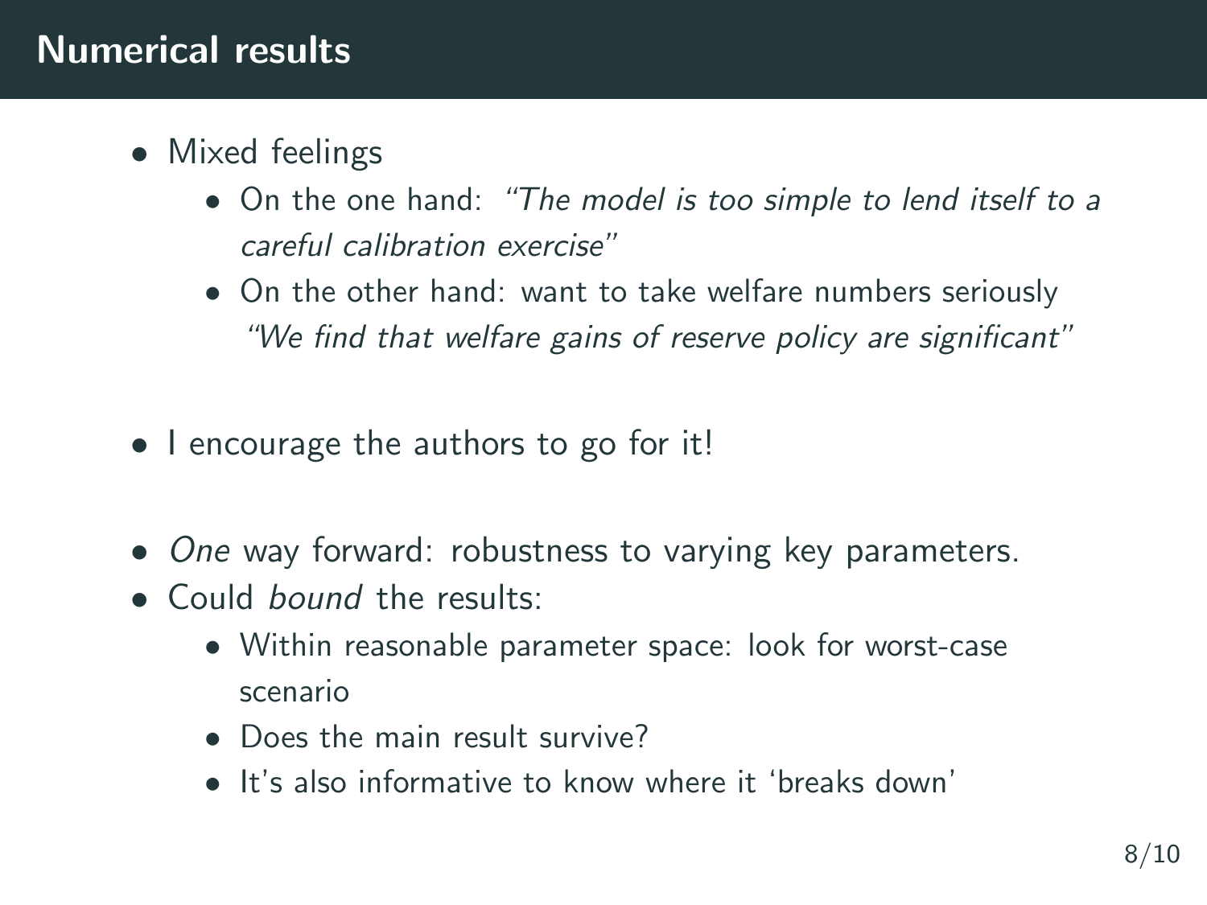# Numerical results

- Mixed feelings
  - On the one hand: *"The model is too simple to lend itself to a careful calibration exercise"*
  - On the other hand: want to take welfare numbers seriously *"We find that welfare gains of reserve policy are significant"*

- I encourage the authors to go for it!

- *One* way forward: robustness to varying key parameters.
- Could *bound* the results:
  - Within reasonable parameter space: look for worst-case scenario
  - Does the main result survive?
  - It's also informative to know where it 'breaks down'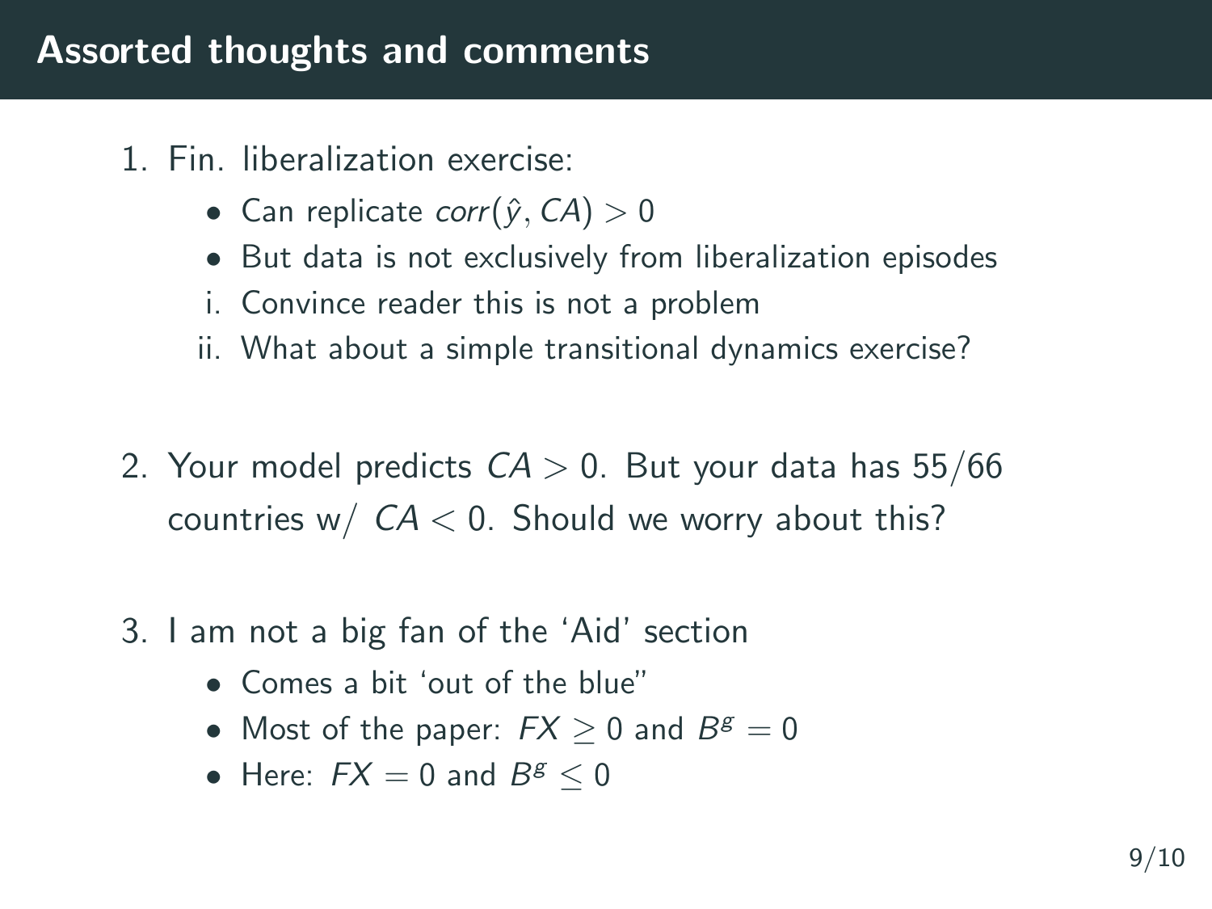# Assorted thoughts and comments

1. Fin. liberalization exercise:
   - Can replicate $corr(\hat{y}, CA) > 0$
   - But data is not exclusively from liberalization episodes
   
   i. Convince reader this is not a problem
   
   ii. What about a simple transitional dynamics exercise?

2. Your model predicts $CA > 0$. But your data has 55/66 countries w/ $CA < 0$. Should we worry about this?

3. I am not a big fan of the 'Aid' section
   - Comes a bit 'out of the blue"
   - Most of the paper: $FX \geq 0$ and $B^g = 0$
   - Here: $FX = 0$ and $B^g \leq 0$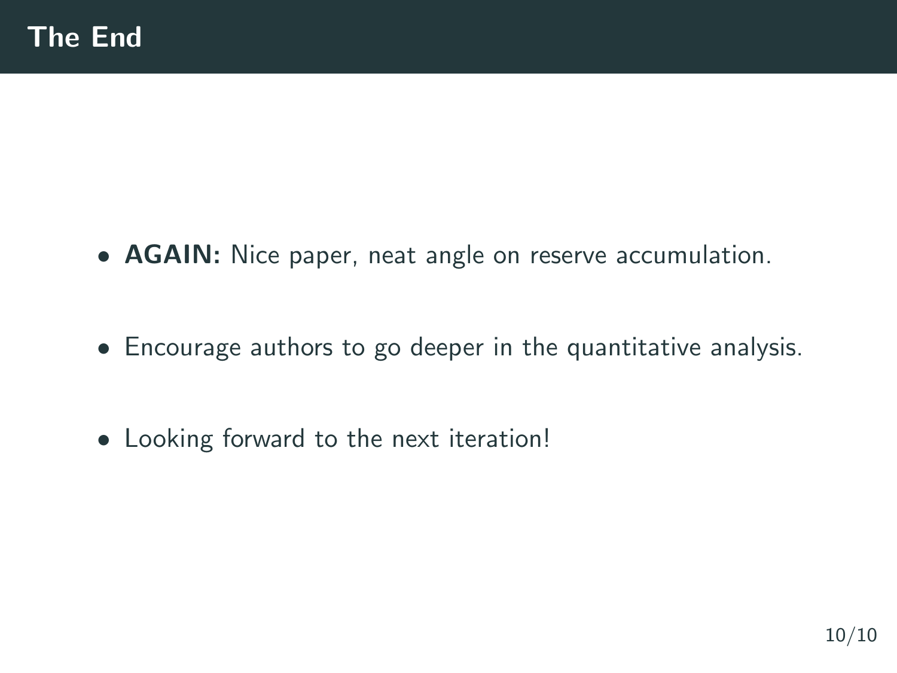# The End

- **AGAIN:** Nice paper, neat angle on reserve accumulation.
- Encourage authors to go deeper in the quantitative analysis.
- Looking forward to the next iteration!